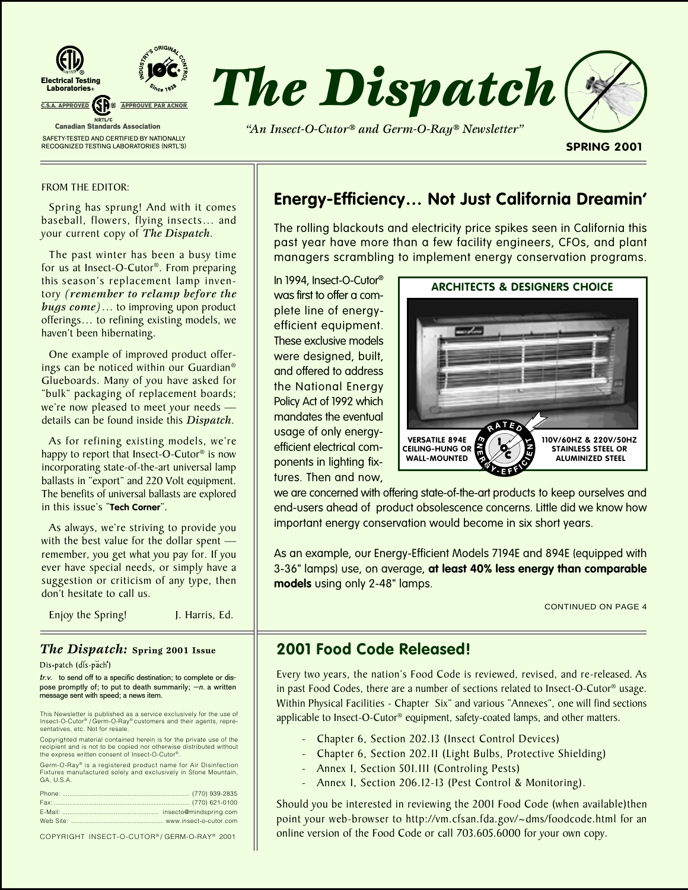Electrical Testing Laboratories®

C.S.A. APPROVED — APPROUVE PAR ACNOR

NRTL/C
Canadian Standards Association

SAFETY-TESTED AND CERTIFIED BY NATIONALLY RECOGNIZED TESTING LABORATORIES (NRTL'S)

INDUSTRY'S ORIGINAL CONTROL — IOC® — Since 1938

# *The Dispatch*

*"An Insect-O-Cutor® and Germ-O-Ray® Newsletter"*

**SPRING 2001**

FROM THE EDITOR:

Spring has sprung! And with it comes baseball, flowers, flying insects… and your current copy of *The Dispatch*.

The past winter has been a busy time for us at Insect-O-Cutor®. From preparing this season's replacement lamp inventory *(remember to relamp before the bugs come)*… to improving upon product offerings… to refining existing models, we haven't been hibernating.

One example of improved product offerings can be noticed within our Guardian® Glueboards. Many of you have asked for "bulk" packaging of replacement boards; we're now pleased to meet your needs — details can be found inside this *Dispatch*.

As for refining existing models, we're happy to report that Insect-O-Cutor® is now incorporating state-of-the-art universal lamp ballasts in "export" and 220 Volt equipment. The benefits of universal ballasts are explored in this issue's "**Tech Corner**".

As always, we're striving to provide you with the best value for the dollar spent — remember, you get what you pay for. If you ever have special needs, or simply have a suggestion or criticism of any type, then don't hesitate to call us.

Enjoy the Spring! J. Harris, Ed.

## Energy-Efficiency… Not Just California Dreamin'

The rolling blackouts and electricity price spikes seen in California this past year have more than a few facility engineers, CFOs, and plant managers scrambling to implement energy conservation programs.

In 1994, Insect-O-Cutor® was first to offer a complete line of energy-efficient equipment. These exclusive models were designed, built, and offered to address the National Energy Policy Act of 1992 which mandates the eventual usage of only energy-efficient electrical components in lighting fixtures. Then and now, we are concerned with offering state-of-the-art products to keep ourselves and end-users ahead of product obsolescence concerns. Little did we know how important energy conservation would become in six short years.

**ARCHITECTS & DESIGNERS CHOICE**

VERSATILE 894E CEILING-HUNG OR WALL-MOUNTED — RATED ENERGY-EFFICIENT — 110V/60HZ & 220V/50HZ STAINLESS STEEL OR ALUMINIZED STEEL

As an example, our Energy-Efficient Models 7194E and 894E (equipped with 3-36" lamps) use, on average, **at least 40% less energy than comparable models** using only 2-48" lamps.

CONTINUED ON PAGE 4

### *The Dispatch:* Spring 2001 Issue

Dis•patch (dĭs-păch')

*tr.v.* to send off to a specific destination; to complete or dispose promptly of; to put to death summarily; —*n.* a written message sent with speed; a news item.

This Newsletter is published as a service exclusively for the use of Insect-O-Cutor® / Germ-O-Ray® customers and their agents, representatives, etc. Not for resale.

Copyrighted material contained herein is for the private use of the recipient and is not to be copied nor otherwise distributed without the express written consent of Insect-O-Cutor®.

Germ-O-Ray® is a registered product name for Air Disinfection Fixtures manufactured solely and exclusively in Stone Mountain, GA, U.S.A.

Phone: (770) 939-2835
Fax: (770) 621-0100
E-Mail: insecto@mindspring.com
Web Site: www.insect-o-cutor.com

COPYRIGHT INSECT-O-CUTOR® / GERM-O-RAY® 2001

## 2001 Food Code Released!

Every two years, the nation's Food Code is reviewed, revised, and re-released. As in past Food Codes, there are a number of sections related to Insect-O-Cutor® usage. Within Physical Facilities - Chapter Six" and various "Annexes", one will find sections applicable to Insect-O-Cutor® equipment, safety-coated lamps, and other matters.

- Chapter 6, Section 202.13 (Insect Control Devices)
- Chapter 6, Section 202.11 (Light Bulbs, Protective Shielding)
- Annex 1, Section 501.111 (Controling Pests)
- Annex 1, Section 206.12-13 (Pest Control & Monitoring).

Should you be interested in reviewing the 2001 Food Code (when available)then point your web-browser to http://vm.cfsan.fda.gov/~dms/foodcode.html for an online version of the Food Code or call 703.605.6000 for your own copy.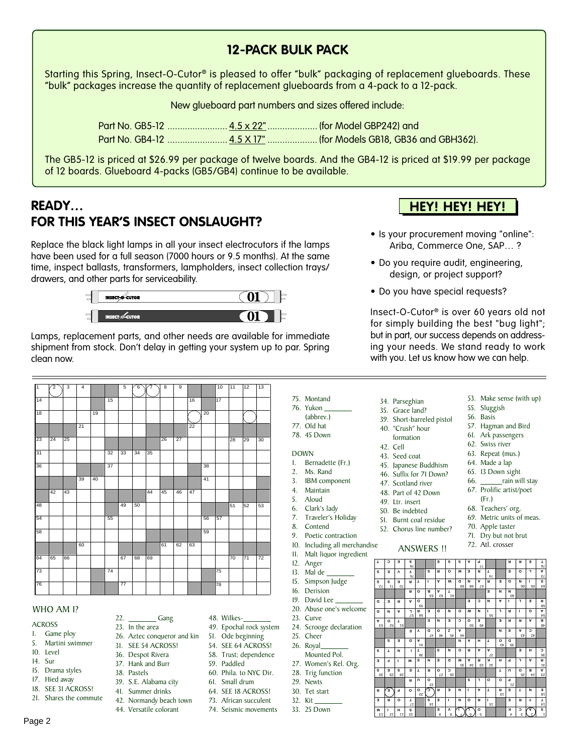## 12-PACK BULK PACK

Starting this Spring, Insect-O-Cutor® is pleased to offer "bulk" packaging of replacement glueboards. These "bulk" packages increase the quantity of replacement glueboards from a 4-pack to a 12-pack.

New glueboard part numbers and sizes offered include:

Part No. GB5-12 ........................ 4.5 x 22" .................... (for Model GBP242) and
Part No. GB4-12 ........................ 4.5 X 17" .................... (for Models GB18, GB36 and GBH362).

The GB5-12 is priced at $26.99 per package of twelve boards. And the GB4-12 is priced at $19.99 per package of 12 boards. Glueboard 4-packs (GB5/GB4) continue to be available.

## READY… FOR THIS YEAR'S INSECT ONSLAUGHT?

Replace the black light lamps in all your insect electrocutors if the lamps have been used for a full season (7000 hours or 9.5 months). At the same time, inspect ballasts, transformers, lampholders, insect collection trays/drawers, and other parts for serviceability.

INSECT-O-CUTOR 01

INSECT-O-CUTOR 01

Lamps, replacement parts, and other needs are available for immediate shipment from stock. Don't delay in getting your system up to par. Spring clean now.

## HEY! HEY! HEY!

- Is your procurement moving "online": Ariba, Commerce One, SAP… ?
- Do you require audit, engineering, design, or project support?
- Do you have special requests?

Insect-O-Cutor® is over 60 years old not for simply building the best "bug light"; but in part, our success depends on addressing your needs. We stand ready to work with you. Let us know how we can help.

### WHO AM I?

**ACROSS**

1. Game ploy
5. Martini swimmer
10. Level
14. Sur
15. Drama styles
17. Hied away
18. SEE 31 ACROSS!
21. Shares the commute
22. ________ Gang
23. In the area
26. Aztec conqueror and kin
31. SEE 54 ACROSS!
36. Despot Rivera
37. Hank and Burr
38. Pastels
39. S.E. Alabama city
41. Summer drinks
42. Normandy beach town
44. Versatile colorant
48. Wilkes-________
49. Epochal rock system
51. Ode beginning
54. SEE 64 ACROSS!
58. Trust; dependence
59. Paddled
60. Phila. to NYC Dir.
61. Small drum
64. SEE 18 ACROSS!
73. African succulent
74. Seismic movements
75. Montand
76. Yukon ________ (abbrev.)
77. Old hat
78. 45 Down

**DOWN**

1. Bernadette (Fr.)
2. Ms. Rand
3. IBM component
4. Maintain
5. Aloud
6. Clark's lady
7. Traveler's Holiday
8. Contend
9. Poetic contraction
10. Including all merchandise
11. Malt liquor ingredient
12. Anger
13. Mal de ________
15. Simpson Judge
16. Derision
19. David Lee ________
20. Abuse one's welcome
23. Curve
24. Scrooge declaration
25. Cheer
26. Royal________ Mounted Pol.
27. Women's Rel. Org.
28. Trig function
29. Newts
30. Tet start
32. Kit ________
33. 25 Down
34. Parseghian
35. Grace land?
39. Short-barreled pistol
40. "Crush" hour formation
42. Cell
43. Seed coat
45. Japanese Buddhism
46. Suffix for 71 Down?
47. Scotland river
48. Part of 42 Down
49. Ltr. insert
50. Be indebted
51. Burnt coal residue
52. Chorus line number?
53. Make sense (with up)
55. Sluggish
56. Basis
57. Hagman and Bird
61. Ark passengers
62. Swiss river
63. Repeat (mus.)
64. Made a lap
65. 13 Down sight
66. ______rain will stay
67. Prolific artist/poet (Fr.)
68. Teachers' org.
69. Metric units of meas.
70. Apple taster
71. Dry but not brut
72. Atl. crosser

ANSWERS !!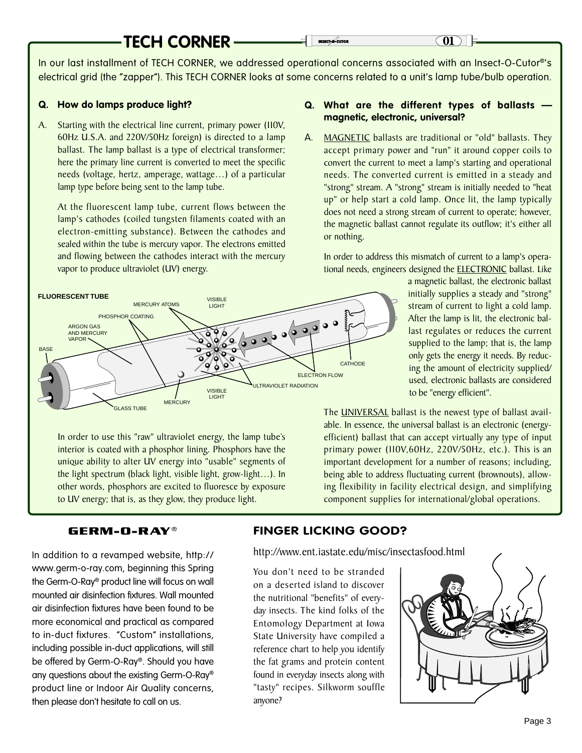## TECH CORNER

In our last installment of TECH CORNER, we addressed operational concerns associated with an Insect-O-Cutor®'s electrical grid (the "zapper"). This TECH CORNER looks at some concerns related to a unit's lamp tube/bulb operation.

**Q. How do lamps produce light?**

A. Starting with the electrical line current, primary power (110V, 60Hz U.S.A. and 220V/50Hz foreign) is directed to a lamp ballast. The lamp ballast is a type of electrical transformer; here the primary line current is converted to meet the specific needs (voltage, hertz, amperage, wattage…) of a particular lamp type before being sent to the lamp tube.

At the fluorescent lamp tube, current flows between the lamp's cathodes (coiled tungsten filaments coated with an electron-emitting substance). Between the cathodes and sealed within the tube is mercury vapor. The electrons emitted and flowing between the cathodes interact with the mercury vapor to produce ultraviolet (UV) energy.

FLUORESCENT TUBE: BASE, ARGON GAS AND MERCURY VAPOR, PHOSPHOR COATING, MERCURY ATOMS, VISIBLE LIGHT, CATHODE, ELECTRON FLOW, ULTRAVIOLET RADIATION, VISIBLE LIGHT, MERCURY, GLASS TUBE

In order to use this "raw" ultraviolet energy, the lamp tube's interior is coated with a phosphor lining. Phosphors have the unique ability to alter UV energy into "usable" segments of the light spectrum (black light, visible light, grow-light…). In other words, phosphors are excited to fluoresce by exposure to UV energy; that is, as they glow, they produce light.

**Q. What are the different types of ballasts — magnetic, electronic, universal?**

A. MAGNETIC ballasts are traditional or "old" ballasts. They accept primary power and "run" it around copper coils to convert the current to meet a lamp's starting and operational needs. The converted current is emitted in a steady and "strong" stream. A "strong" stream is initially needed to "heat up" or help start a cold lamp. Once lit, the lamp typically does not need a strong stream of current to operate; however, the magnetic ballast cannot regulate its outflow; it's either all or nothing.

In order to address this mismatch of current to a lamp's operational needs, engineers designed the ELECTRONIC ballast. Like a magnetic ballast, the electronic ballast initially supplies a steady and "strong" stream of current to light a cold lamp. After the lamp is lit, the electronic ballast regulates or reduces the current supplied to the lamp; that is, the lamp only gets the energy it needs. By reducing the amount of electricity supplied/used, electronic ballasts are considered to be "energy efficient".

The UNIVERSAL ballast is the newest type of ballast available. In essence, the universal ballast is an electronic (energy-efficient) ballast that can accept virtually any type of input primary power (110V,60Hz, 220V/50Hz, etc.). This is an important development for a number of reasons; including, being able to address fluctuating current (brownouts), allowing flexibility in facility electrical design, and simplifying component supplies for international/global operations.

## GERM-O-RAY®

In addition to a revamped website, http://www.germ-o-ray.com, beginning this Spring the Germ-O-Ray® product line will focus on wall mounted air disinfection fixtures. Wall mounted air disinfection fixtures have been found to be more economical and practical as compared to in-duct fixtures. "Custom" installations, including possible in-duct applications, will still be offered by Germ-O-Ray®. Should you have any questions about the existing Germ-O-Ray® product line or Indoor Air Quality concerns, then please don't hesitate to call on us.

## FINGER LICKING GOOD?

http://www.ent.iastate.edu/misc/insectasfood.html

You don't need to be stranded on a deserted island to discover the nutritional "benefits" of everyday insects. The kind folks of the Entomology Department at Iowa State University have compiled a reference chart to help you identify the fat grams and protein content found in everyday insects along with "tasty" recipes. Silkworm souffle anyone?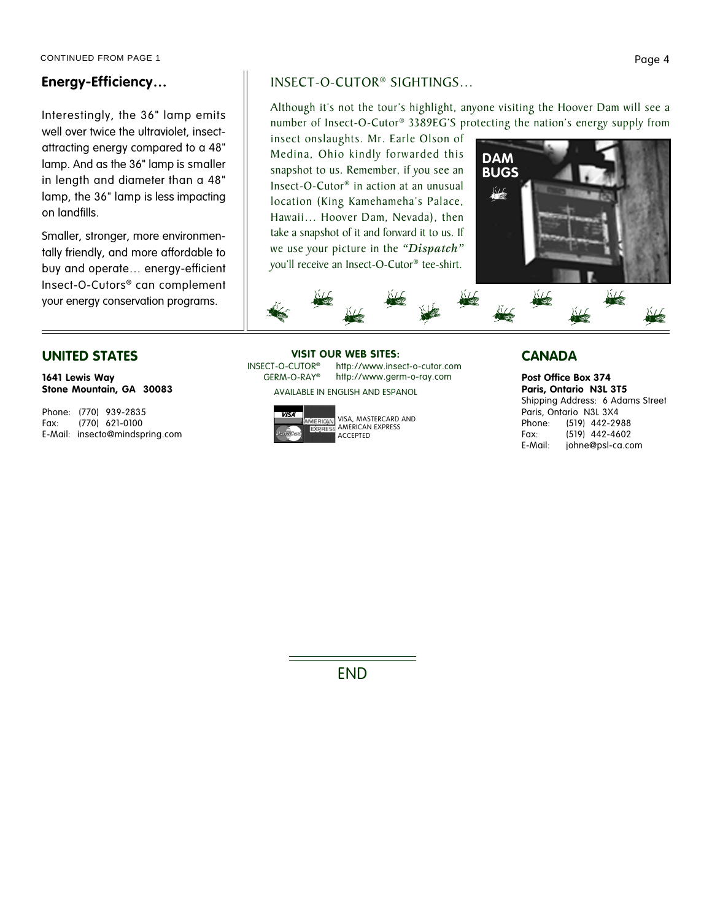CONTINUED FROM PAGE 1

## Energy-Efficiency…

Interestingly, the 36" lamp emits well over twice the ultraviolet, insect-attracting energy compared to a 48" lamp. And as the 36" lamp is smaller in length and diameter than a 48" lamp, the 36" lamp is less impacting on landfills.

Smaller, stronger, more environmentally friendly, and more affordable to buy and operate… energy-efficient Insect-O-Cutors® can complement your energy conservation programs.

## INSECT-O-CUTOR® SIGHTINGS…

Although it's not the tour's highlight, anyone visiting the Hoover Dam will see a number of Insect-O-Cutor® 3389EG'S protecting the nation's energy supply from insect onslaughts. Mr. Earle Olson of Medina, Ohio kindly forwarded this snapshot to us. Remember, if you see an Insect-O-Cutor® in action at an unusual location (King Kamehameha's Palace, Hawaii… Hoover Dam, Nevada), then take a snapshot of it and forward it to us. If we use your picture in the *"Dispatch"* you'll receive an Insect-O-Cutor® tee-shirt.

**DAM BUGS**

## UNITED STATES

**1641 Lewis Way**
**Stone Mountain, GA 30083**

Phone: (770) 939-2835
Fax: (770) 621-0100
E-Mail: insecto@mindspring.com

**VISIT OUR WEB SITES:**

INSECT-O-CUTOR® http://www.insect-o-cutor.com
GERM-O-RAY® http://www.germ-o-ray.com

AVAILABLE IN ENGLISH AND ESPANOL

VISA, MASTERCARD AND AMERICAN EXPRESS ACCEPTED

## CANADA

**Post Office Box 374**
**Paris, Ontario N3L 3T5**
Shipping Address: 6 Adams Street
Paris, Ontario N3L 3X4
Phone: (519) 442-2988
Fax: (519) 442-4602
E-Mail: johne@psl-ca.com

END